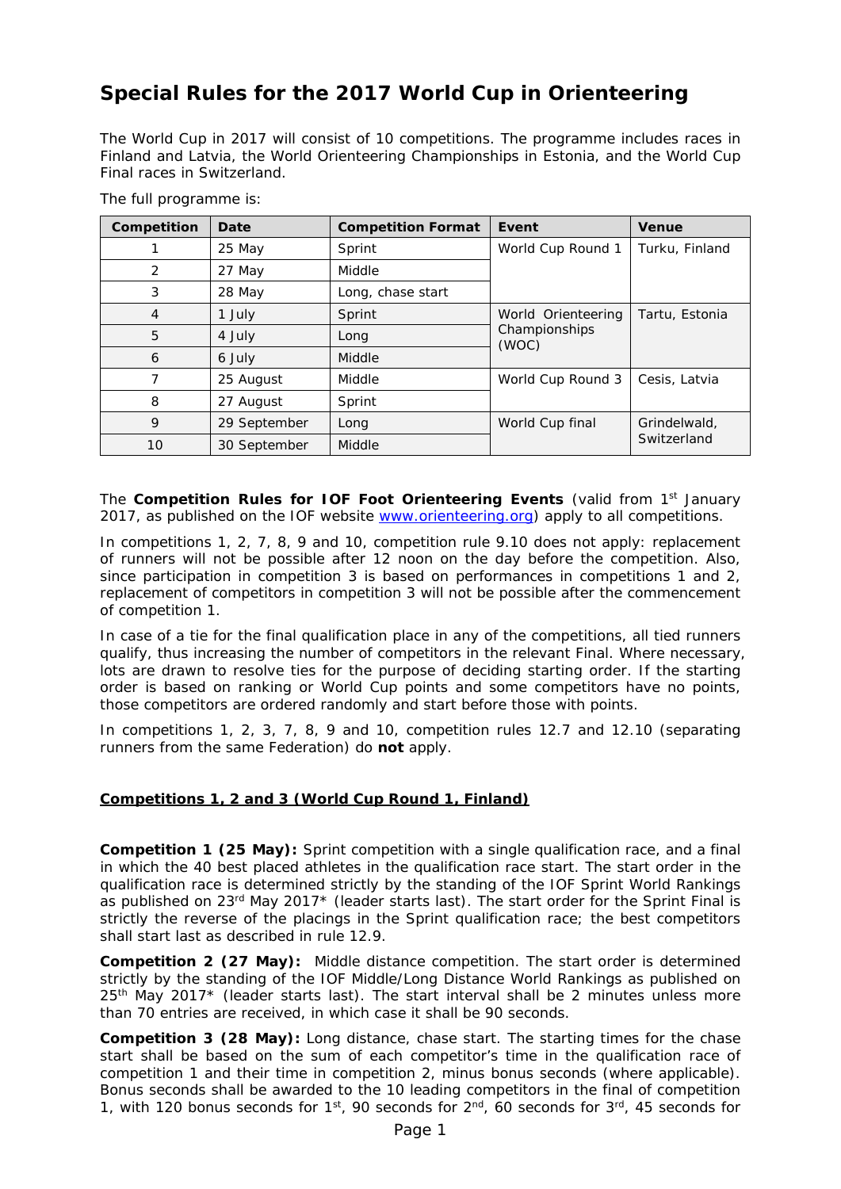# Special Rules for the 2017 World Cup in Orienteering

The World Cup in 2017 will consist of 10 competitions. The programme includes races in Finland and Latvia, the World Orienteering Championships in Estonia, and the World Cup Final races in Switzerland.

The full programme is:

| Competition | Date | Competition Format | Event | Venue |
|---|---|---|---|---|
| 1 | 25 May | Sprint | World Cup Round 1 | Turku, Finland |
| 2 | 27 May | Middle | | |
| 3 | 28 May | Long, chase start | | |
| 4 | 1 July | Sprint | World Orienteering Championships (WOC) | Tartu, Estonia |
| 5 | 4 July | Long | | |
| 6 | 6 July | Middle | | |
| 7 | 25 August | Middle | World Cup Round 3 | Cesis, Latvia |
| 8 | 27 August | Sprint | | |
| 9 | 29 September | Long | World Cup final | Grindelwald, Switzerland |
| 10 | 30 September | Middle | | |

The **Competition Rules for IOF Foot Orienteering Events** (valid from 1st January 2017, as published on the IOF website [www.orienteering.org](www.orienteering.org)) apply to all competitions.

In competitions 1, 2, 7, 8, 9 and 10, competition rule 9.10 does not apply: replacement of runners will not be possible after 12 noon on the day before the competition. Also, since participation in competition 3 is based on performances in competitions 1 and 2, replacement of competitors in competition 3 will not be possible after the commencement of competition 1.

In case of a tie for the final qualification place in any of the competitions, all tied runners qualify, thus increasing the number of competitors in the relevant Final. Where necessary, lots are drawn to resolve ties for the purpose of deciding starting order. If the starting order is based on ranking or World Cup points and some competitors have no points, those competitors are ordered randomly and start before those with points.

In competitions 1, 2, 3, 7, 8, 9 and 10, competition rules 12.7 and 12.10 (separating runners from the same Federation) do **not** apply.

## Competitions 1, 2 and 3 (World Cup Round 1, Finland)

**Competition 1 (25 May):** Sprint competition with a single qualification race, and a final in which the 40 best placed athletes in the qualification race start. The start order in the qualification race is determined strictly by the standing of the IOF Sprint World Rankings as published on 23rd May 2017* (leader starts last). The start order for the Sprint Final is strictly the reverse of the placings in the Sprint qualification race; the best competitors shall start last as described in rule 12.9.

**Competition 2 (27 May):** Middle distance competition. The start order is determined strictly by the standing of the IOF Middle/Long Distance World Rankings as published on 25th May 2017* (leader starts last). The start interval shall be 2 minutes unless more than 70 entries are received, in which case it shall be 90 seconds.

**Competition 3 (28 May):** Long distance, chase start. The starting times for the chase start shall be based on the sum of each competitor's time in the qualification race of competition 1 and their time in competition 2, minus bonus seconds (where applicable). Bonus seconds shall be awarded to the 10 leading competitors in the final of competition 1, with 120 bonus seconds for 1st, 90 seconds for 2nd, 60 seconds for 3rd, 45 seconds for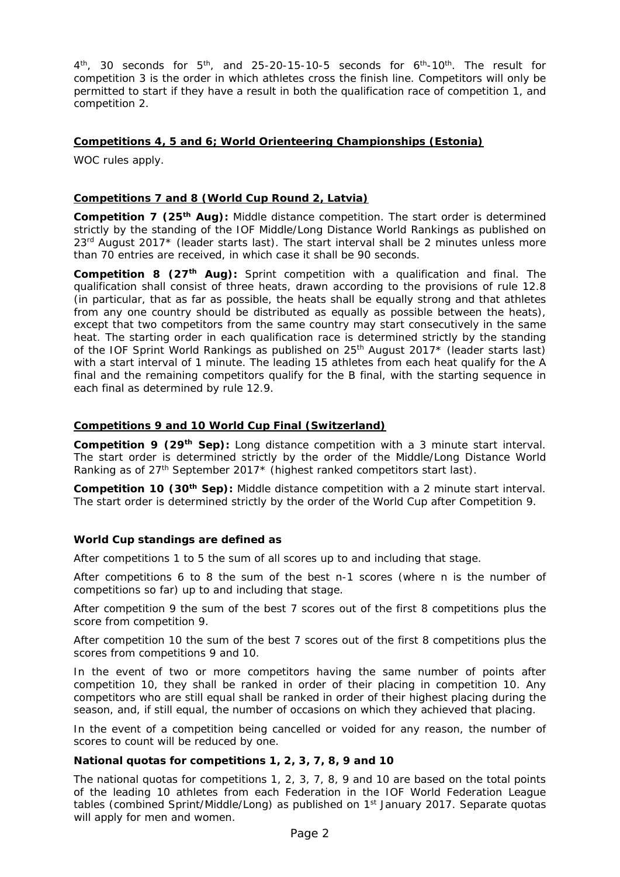4th, 30 seconds for 5th, and 25-20-15-10-5 seconds for 6th-10th. The result for competition 3 is the order in which athletes cross the finish line. Competitors will only be permitted to start if they have a result in both the qualification race of competition 1, and competition 2.

## Competitions 4, 5 and 6; World Orienteering Championships (Estonia)

WOC rules apply.

## Competitions 7 and 8 (World Cup Round 2, Latvia)

**Competition 7 (25th Aug):** Middle distance competition. The start order is determined strictly by the standing of the IOF Middle/Long Distance World Rankings as published on 23rd August 2017* (leader starts last). The start interval shall be 2 minutes unless more than 70 entries are received, in which case it shall be 90 seconds.

**Competition 8 (27th Aug):** Sprint competition with a qualification and final. The qualification shall consist of three heats, drawn according to the provisions of rule 12.8 (in particular, that as far as possible, the heats shall be equally strong and that athletes from any one country should be distributed as equally as possible between the heats), except that two competitors from the same country may start consecutively in the same heat. The starting order in each qualification race is determined strictly by the standing of the IOF Sprint World Rankings as published on 25th August 2017* (leader starts last) with a start interval of 1 minute. The leading 15 athletes from each heat qualify for the A final and the remaining competitors qualify for the B final, with the starting sequence in each final as determined by rule 12.9.

## Competitions 9 and 10 World Cup Final (Switzerland)

**Competition 9 (29th Sep):** Long distance competition with a 3 minute start interval. The start order is determined strictly by the order of the Middle/Long Distance World Ranking as of 27th September 2017* (highest ranked competitors start last).

**Competition 10 (30th Sep):** Middle distance competition with a 2 minute start interval. The start order is determined strictly by the order of the World Cup after Competition 9.

### World Cup standings are defined as

After competitions 1 to 5 the sum of all scores up to and including that stage.

After competitions 6 to 8 the sum of the best n-1 scores (where n is the number of competitions so far) up to and including that stage.

After competition 9 the sum of the best 7 scores out of the first 8 competitions plus the score from competition 9.

After competition 10 the sum of the best 7 scores out of the first 8 competitions plus the scores from competitions 9 and 10.

In the event of two or more competitors having the same number of points after competition 10, they shall be ranked in order of their placing in competition 10. Any competitors who are still equal shall be ranked in order of their highest placing during the season, and, if still equal, the number of occasions on which they achieved that placing.

In the event of a competition being cancelled or voided for any reason, the number of scores to count will be reduced by one.

### National quotas for competitions 1, 2, 3, 7, 8, 9 and 10

The national quotas for competitions 1, 2, 3, 7, 8, 9 and 10 are based on the total points of the leading 10 athletes from each Federation in the IOF World Federation League tables (combined Sprint/Middle/Long) as published on 1st January 2017. Separate quotas will apply for men and women.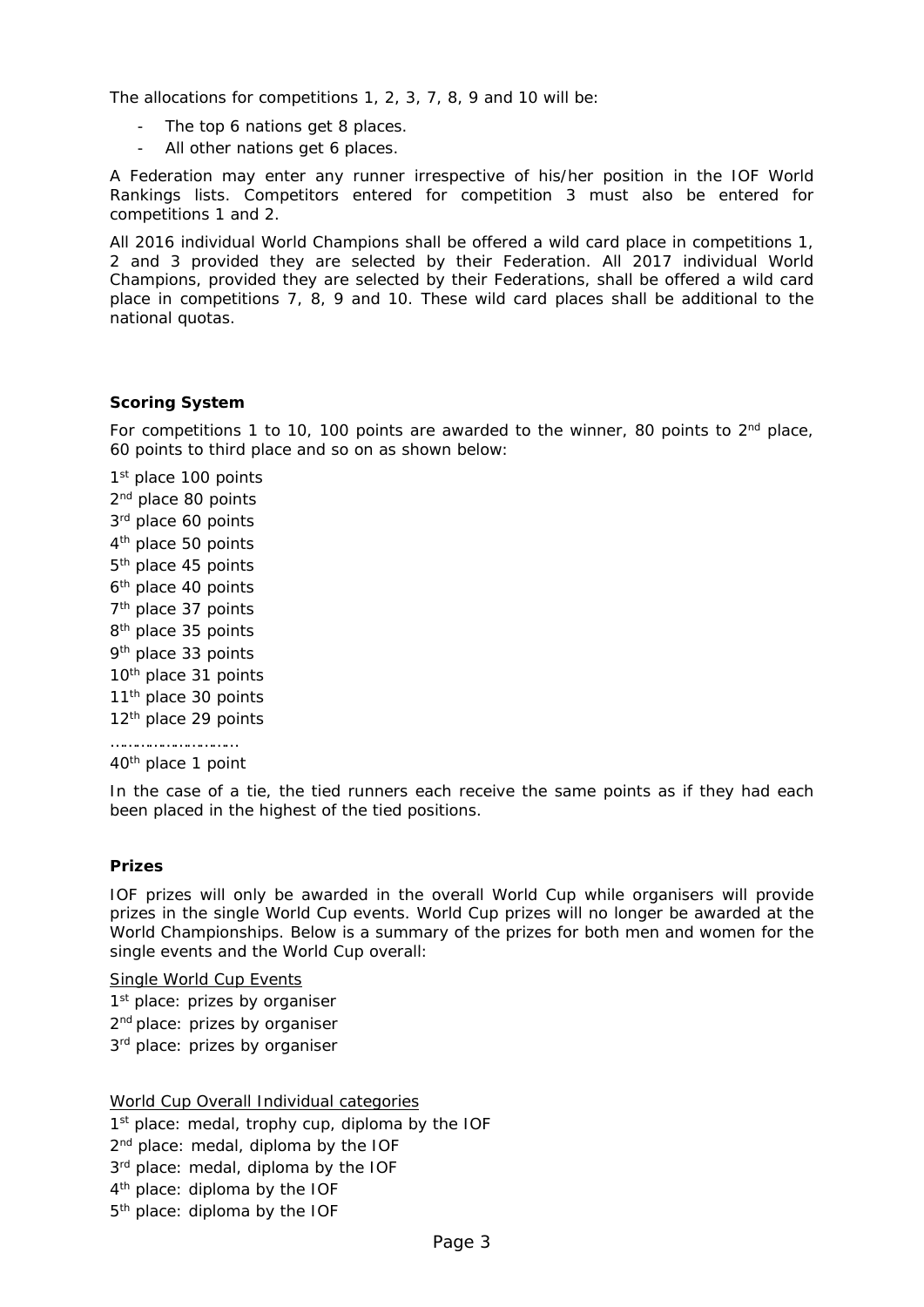The allocations for competitions 1, 2, 3, 7, 8, 9 and 10 will be:

- The top 6 nations get 8 places.
- All other nations get 6 places.

A Federation may enter any runner irrespective of his/her position in the IOF World Rankings lists. Competitors entered for competition 3 must also be entered for competitions 1 and 2.

All 2016 individual World Champions shall be offered a wild card place in competitions 1, 2 and 3 provided they are selected by their Federation. All 2017 individual World Champions, provided they are selected by their Federations, shall be offered a wild card place in competitions 7, 8, 9 and 10. These wild card places shall be additional to the national quotas.

**Scoring System**

For competitions 1 to 10, 100 points are awarded to the winner, 80 points to 2nd place, 60 points to third place and so on as shown below:

1st place 100 points
2nd place 80 points
3rd place 60 points
4th place 50 points
5th place 45 points
6th place 40 points
7th place 37 points
8th place 35 points
9th place 33 points
10th place 31 points
11th place 30 points
12th place 29 points
…………………………
40th place 1 point

In the case of a tie, the tied runners each receive the same points as if they had each been placed in the highest of the tied positions.

**Prizes**

IOF prizes will only be awarded in the overall World Cup while organisers will provide prizes in the single World Cup events. World Cup prizes will no longer be awarded at the World Championships. Below is a summary of the prizes for both men and women for the single events and the World Cup overall:

Single World Cup Events
1st place: prizes by organiser
2nd place: prizes by organiser
3rd place: prizes by organiser

World Cup Overall Individual categories
1st place: medal, trophy cup, diploma by the IOF
2nd place: medal, diploma by the IOF
3rd place: medal, diploma by the IOF
4th place: diploma by the IOF
5th place: diploma by the IOF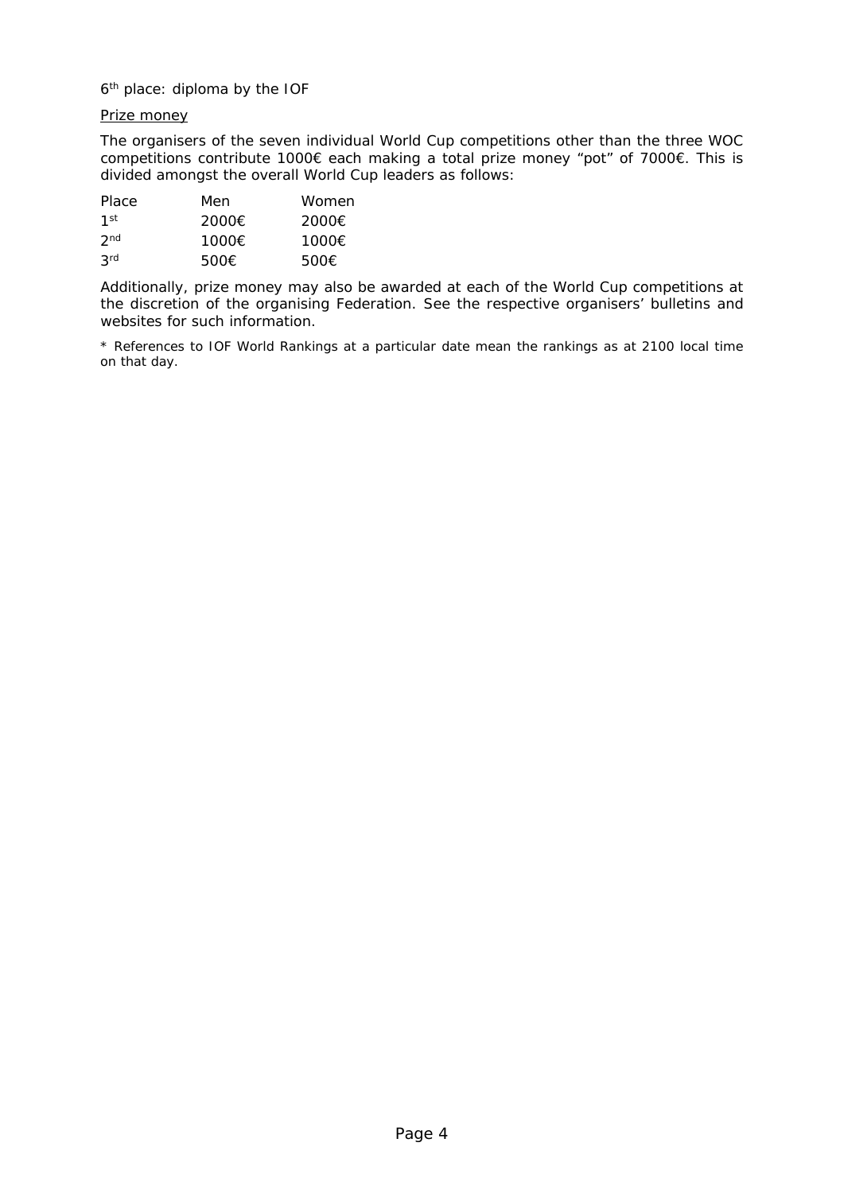6th place: diploma by the IOF

Prize money

The organisers of the seven individual World Cup competitions other than the three WOC competitions contribute 1000€ each making a total prize money "pot" of 7000€. This is divided amongst the overall World Cup leaders as follows:

| Place | Men | Women |
|---|---|---|
| 1st | 2000€ | 2000€ |
| 2nd | 1000€ | 1000€ |
| 3rd | 500€ | 500€ |

Additionally, prize money may also be awarded at each of the World Cup competitions at the discretion of the organising Federation. See the respective organisers' bulletins and websites for such information.

* References to IOF World Rankings at a particular date mean the rankings as at 2100 local time on that day.